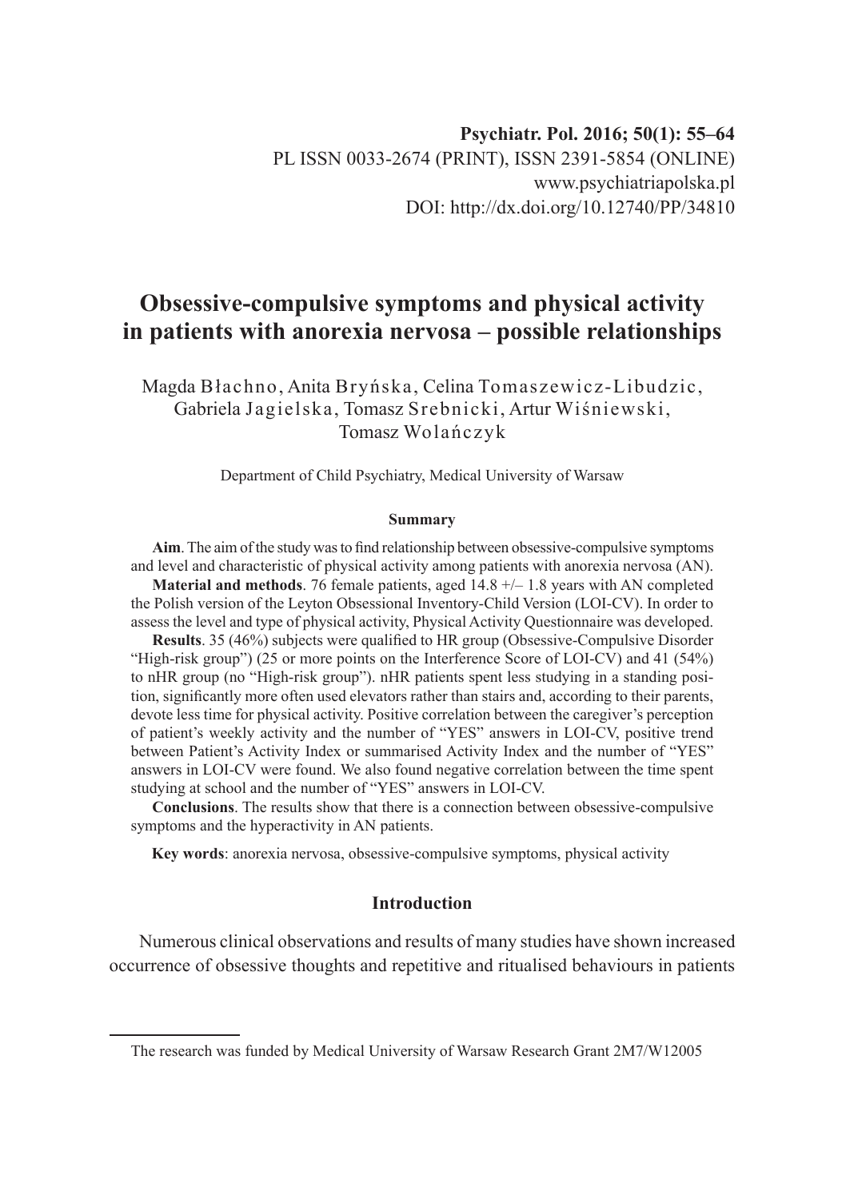# Obsessive-compulsive symptoms and physical activity in patients with anorexia nervosa – possible relationships

Magda Błachno, Anita Bryńska, Celina Tomaszewicz-Libudzic, Gabriela Jagielska, Tomasz Srebnicki, Artur Wiśniewski, Tomasz Wolańczyk

Department of Child Psychiatry, Medical University of Warsaw

### Summary

**Aim**. The aim of the study was to find relationship between obsessive-compulsive symptoms and level and characteristic of physical activity among patients with anorexia nervosa (AN).

**Material and methods**. 76 female patients, aged 14.8 +/– 1.8 years with AN completed the Polish version of the Leyton Obsessional Inventory-Child Version (LOI-CV). In order to assess the level and type of physical activity, Physical Activity Questionnaire was developed.

**Results**. 35 (46%) subjects were qualified to HR group (Obsessive-Compulsive Disorder "High-risk group") (25 or more points on the Interference Score of LOI-CV) and 41 (54%) to nHR group (no "High-risk group"). nHR patients spent less studying in a standing position, significantly more often used elevators rather than stairs and, according to their parents, devote less time for physical activity. Positive correlation between the caregiver's perception of patient's weekly activity and the number of "YES" answers in LOI-CV, positive trend between Patient's Activity Index or summarised Activity Index and the number of "YES" answers in LOI-CV were found. We also found negative correlation between the time spent studying at school and the number of "YES" answers in LOI-CV.

**Conclusions**. The results show that there is a connection between obsessive-compulsive symptoms and the hyperactivity in AN patients.

**Key words**: anorexia nervosa, obsessive-compulsive symptoms, physical activity

## Introduction

Numerous clinical observations and results of many studies have shown increased occurrence of obsessive thoughts and repetitive and ritualised behaviours in patients

The research was funded by Medical University of Warsaw Research Grant 2M7/W12005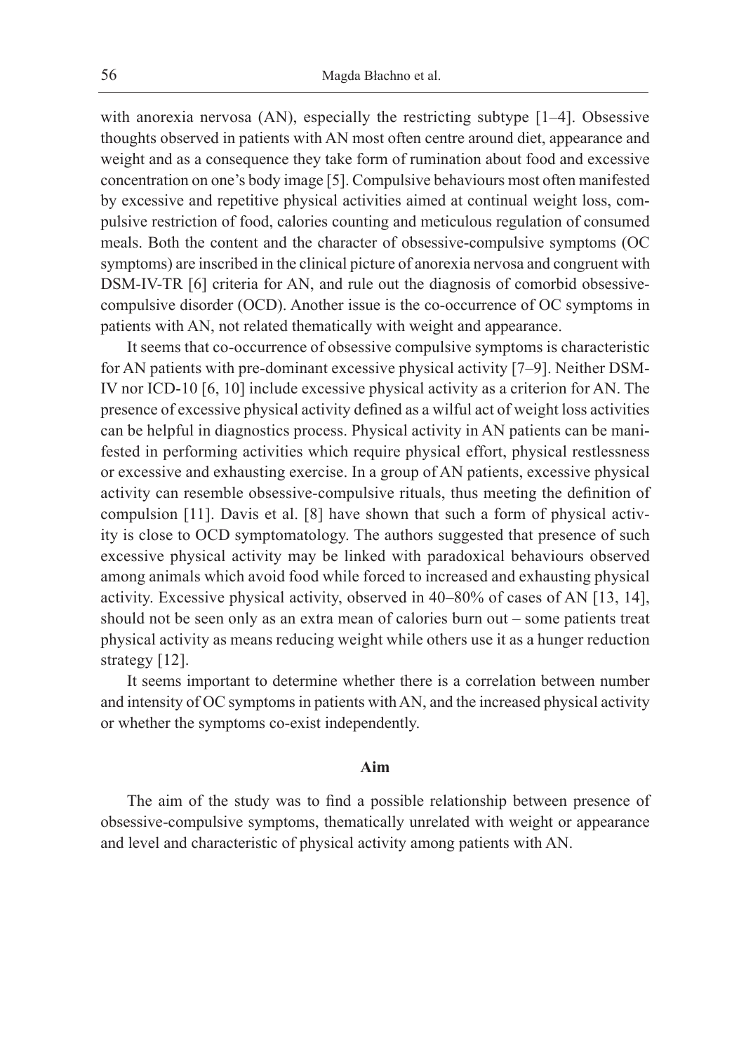with anorexia nervosa (AN), especially the restricting subtype [1–4]. Obsessive thoughts observed in patients with AN most often centre around diet, appearance and weight and as a consequence they take form of rumination about food and excessive concentration on one's body image [5]. Compulsive behaviours most often manifested by excessive and repetitive physical activities aimed at continual weight loss, compulsive restriction of food, calories counting and meticulous regulation of consumed meals. Both the content and the character of obsessive-compulsive symptoms (OC symptoms) are inscribed in the clinical picture of anorexia nervosa and congruent with DSM-IV-TR [6] criteria for AN, and rule out the diagnosis of comorbid obsessive-compulsive disorder (OCD). Another issue is the co-occurrence of OC symptoms in patients with AN, not related thematically with weight and appearance.

It seems that co-occurrence of obsessive compulsive symptoms is characteristic for AN patients with pre-dominant excessive physical activity [7–9]. Neither DSM-IV nor ICD-10 [6, 10] include excessive physical activity as a criterion for AN. The presence of excessive physical activity defined as a wilful act of weight loss activities can be helpful in diagnostics process. Physical activity in AN patients can be manifested in performing activities which require physical effort, physical restlessness or excessive and exhausting exercise. In a group of AN patients, excessive physical activity can resemble obsessive-compulsive rituals, thus meeting the definition of compulsion [11]. Davis et al. [8] have shown that such a form of physical activity is close to OCD symptomatology. The authors suggested that presence of such excessive physical activity may be linked with paradoxical behaviours observed among animals which avoid food while forced to increased and exhausting physical activity. Excessive physical activity, observed in 40–80% of cases of AN [13, 14], should not be seen only as an extra mean of calories burn out – some patients treat physical activity as means reducing weight while others use it as a hunger reduction strategy [12].

It seems important to determine whether there is a correlation between number and intensity of OC symptoms in patients with AN, and the increased physical activity or whether the symptoms co-exist independently.

## Aim

The aim of the study was to find a possible relationship between presence of obsessive-compulsive symptoms, thematically unrelated with weight or appearance and level and characteristic of physical activity among patients with AN.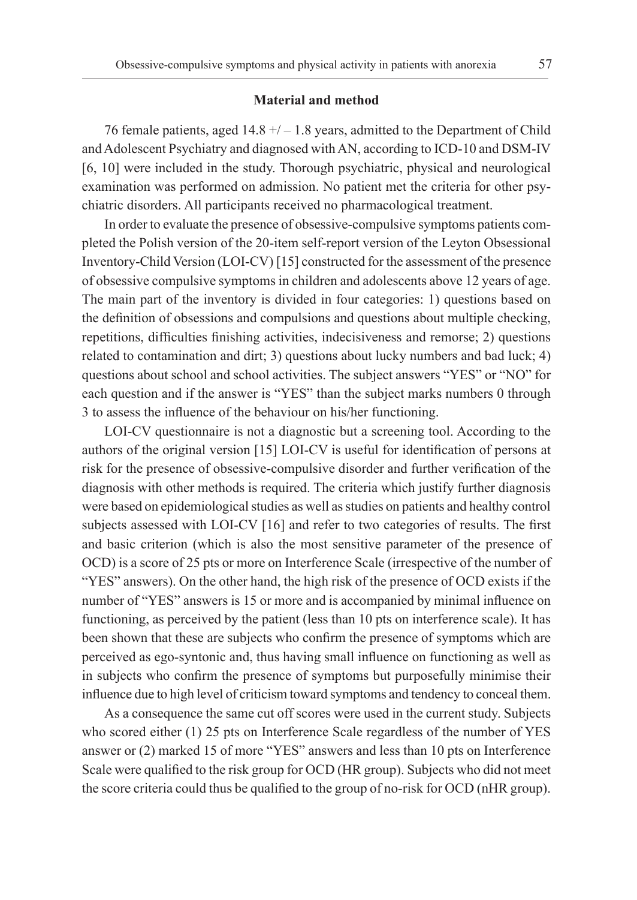## Material and method

76 female patients, aged 14.8 +/ – 1.8 years, admitted to the Department of Child and Adolescent Psychiatry and diagnosed with AN, according to ICD-10 and DSM-IV [6, 10] were included in the study. Thorough psychiatric, physical and neurological examination was performed on admission. No patient met the criteria for other psychiatric disorders. All participants received no pharmacological treatment.

In order to evaluate the presence of obsessive-compulsive symptoms patients completed the Polish version of the 20-item self-report version of the Leyton Obsessional Inventory-Child Version (LOI-CV) [15] constructed for the assessment of the presence of obsessive compulsive symptoms in children and adolescents above 12 years of age. The main part of the inventory is divided in four categories: 1) questions based on the definition of obsessions and compulsions and questions about multiple checking, repetitions, difficulties finishing activities, indecisiveness and remorse; 2) questions related to contamination and dirt; 3) questions about lucky numbers and bad luck; 4) questions about school and school activities. The subject answers "YES" or "NO" for each question and if the answer is "YES" than the subject marks numbers 0 through 3 to assess the influence of the behaviour on his/her functioning.

LOI-CV questionnaire is not a diagnostic but a screening tool. According to the authors of the original version [15] LOI-CV is useful for identification of persons at risk for the presence of obsessive-compulsive disorder and further verification of the diagnosis with other methods is required. The criteria which justify further diagnosis were based on epidemiological studies as well as studies on patients and healthy control subjects assessed with LOI-CV [16] and refer to two categories of results. The first and basic criterion (which is also the most sensitive parameter of the presence of OCD) is a score of 25 pts or more on Interference Scale (irrespective of the number of "YES" answers). On the other hand, the high risk of the presence of OCD exists if the number of "YES" answers is 15 or more and is accompanied by minimal influence on functioning, as perceived by the patient (less than 10 pts on interference scale). It has been shown that these are subjects who confirm the presence of symptoms which are perceived as ego-syntonic and, thus having small influence on functioning as well as in subjects who confirm the presence of symptoms but purposefully minimise their influence due to high level of criticism toward symptoms and tendency to conceal them.

As a consequence the same cut off scores were used in the current study. Subjects who scored either (1) 25 pts on Interference Scale regardless of the number of YES answer or (2) marked 15 of more "YES" answers and less than 10 pts on Interference Scale were qualified to the risk group for OCD (HR group). Subjects who did not meet the score criteria could thus be qualified to the group of no-risk for OCD (nHR group).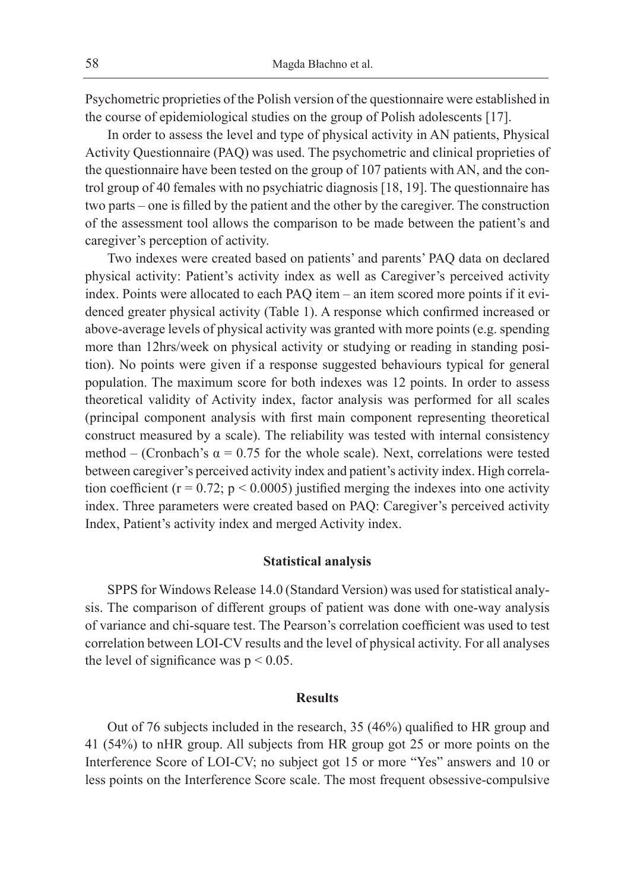Psychometric proprieties of the Polish version of the questionnaire were established in the course of epidemiological studies on the group of Polish adolescents [17].

In order to assess the level and type of physical activity in AN patients, Physical Activity Questionnaire (PAQ) was used. The psychometric and clinical proprieties of the questionnaire have been tested on the group of 107 patients with AN, and the control group of 40 females with no psychiatric diagnosis [18, 19]. The questionnaire has two parts – one is filled by the patient and the other by the caregiver. The construction of the assessment tool allows the comparison to be made between the patient's and caregiver's perception of activity.

Two indexes were created based on patients' and parents' PAQ data on declared physical activity: Patient's activity index as well as Caregiver's perceived activity index. Points were allocated to each PAQ item – an item scored more points if it evidenced greater physical activity (Table 1). A response which confirmed increased or above-average levels of physical activity was granted with more points (e.g. spending more than 12hrs/week on physical activity or studying or reading in standing position). No points were given if a response suggested behaviours typical for general population. The maximum score for both indexes was 12 points. In order to assess theoretical validity of Activity index, factor analysis was performed for all scales (principal component analysis with first main component representing theoretical construct measured by a scale). The reliability was tested with internal consistency method – (Cronbach's $\alpha = 0.75$ for the whole scale). Next, correlations were tested between caregiver's perceived activity index and patient's activity index. High correlation coefficient ($r = 0.72$; $p < 0.0005$) justified merging the indexes into one activity index. Three parameters were created based on PAQ: Caregiver's perceived activity Index, Patient's activity index and merged Activity index.

## Statistical analysis

SPPS for Windows Release 14.0 (Standard Version) was used for statistical analysis. The comparison of different groups of patient was done with one-way analysis of variance and chi-square test. The Pearson's correlation coefficient was used to test correlation between LOI-CV results and the level of physical activity. For all analyses the level of significance was $p < 0.05$.

## Results

Out of 76 subjects included in the research, 35 (46%) qualified to HR group and 41 (54%) to nHR group. All subjects from HR group got 25 or more points on the Interference Score of LOI-CV; no subject got 15 or more "Yes" answers and 10 or less points on the Interference Score scale. The most frequent obsessive-compulsive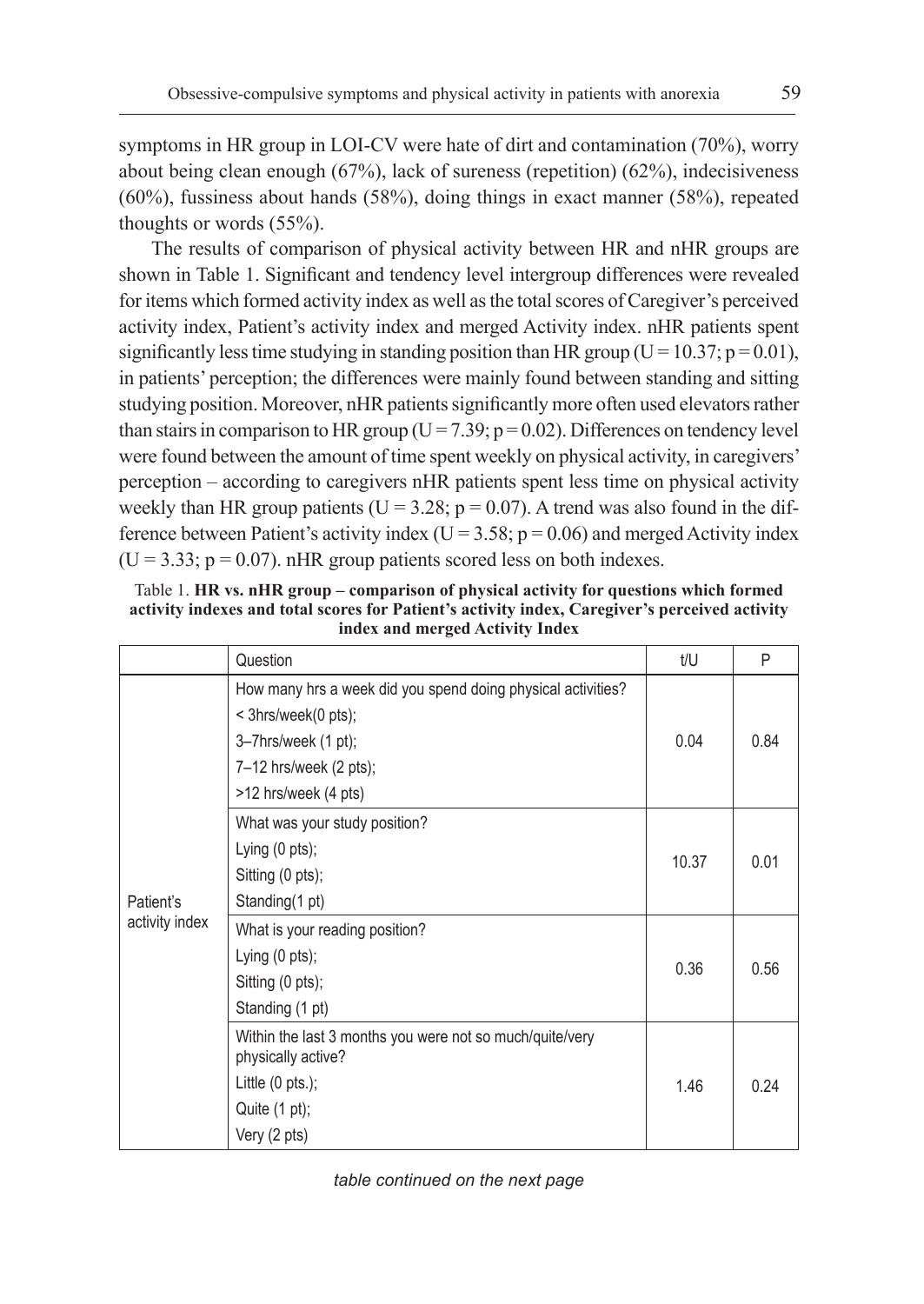symptoms in HR group in LOI-CV were hate of dirt and contamination (70%), worry about being clean enough (67%), lack of sureness (repetition) (62%), indecisiveness (60%), fussiness about hands (58%), doing things in exact manner (58%), repeated thoughts or words (55%).

The results of comparison of physical activity between HR and nHR groups are shown in Table 1. Significant and tendency level intergroup differences were revealed for items which formed activity index as well as the total scores of Caregiver's perceived activity index, Patient's activity index and merged Activity index. nHR patients spent significantly less time studying in standing position than HR group ($U = 10.37$; $p = 0.01$), in patients' perception; the differences were mainly found between standing and sitting studying position. Moreover, nHR patients significantly more often used elevators rather than stairs in comparison to HR group ($U = 7.39$; $p = 0.02$). Differences on tendency level were found between the amount of time spent weekly on physical activity, in caregivers' perception – according to caregivers nHR patients spent less time on physical activity weekly than HR group patients ($U = 3.28$; $p = 0.07$). A trend was also found in the difference between Patient's activity index ($U = 3.58$; $p = 0.06$) and merged Activity index ($U = 3.33$; $p = 0.07$). nHR group patients scored less on both indexes.

Table 1. **HR vs. nHR group – comparison of physical activity for questions which formed activity indexes and total scores for Patient's activity index, Caregiver's perceived activity index and merged Activity Index**

| | Question | t/U | P |
|---|---|---|---|
| Patient's activity index | How many hrs a week did you spend doing physical activities?<br>< 3hrs/week(0 pts);<br>3–7hrs/week (1 pt);<br>7–12 hrs/week (2 pts);<br>>12 hrs/week (4 pts) | 0.04 | 0.84 |
| | What was your study position?<br>Lying (0 pts);<br>Sitting (0 pts);<br>Standing(1 pt) | 10.37 | 0.01 |
| | What is your reading position?<br>Lying (0 pts);<br>Sitting (0 pts);<br>Standing (1 pt) | 0.36 | 0.56 |
| | Within the last 3 months you were not so much/quite/very physically active?<br>Little (0 pts.);<br>Quite (1 pt);<br>Very (2 pts) | 1.46 | 0.24 |

*table continued on the next page*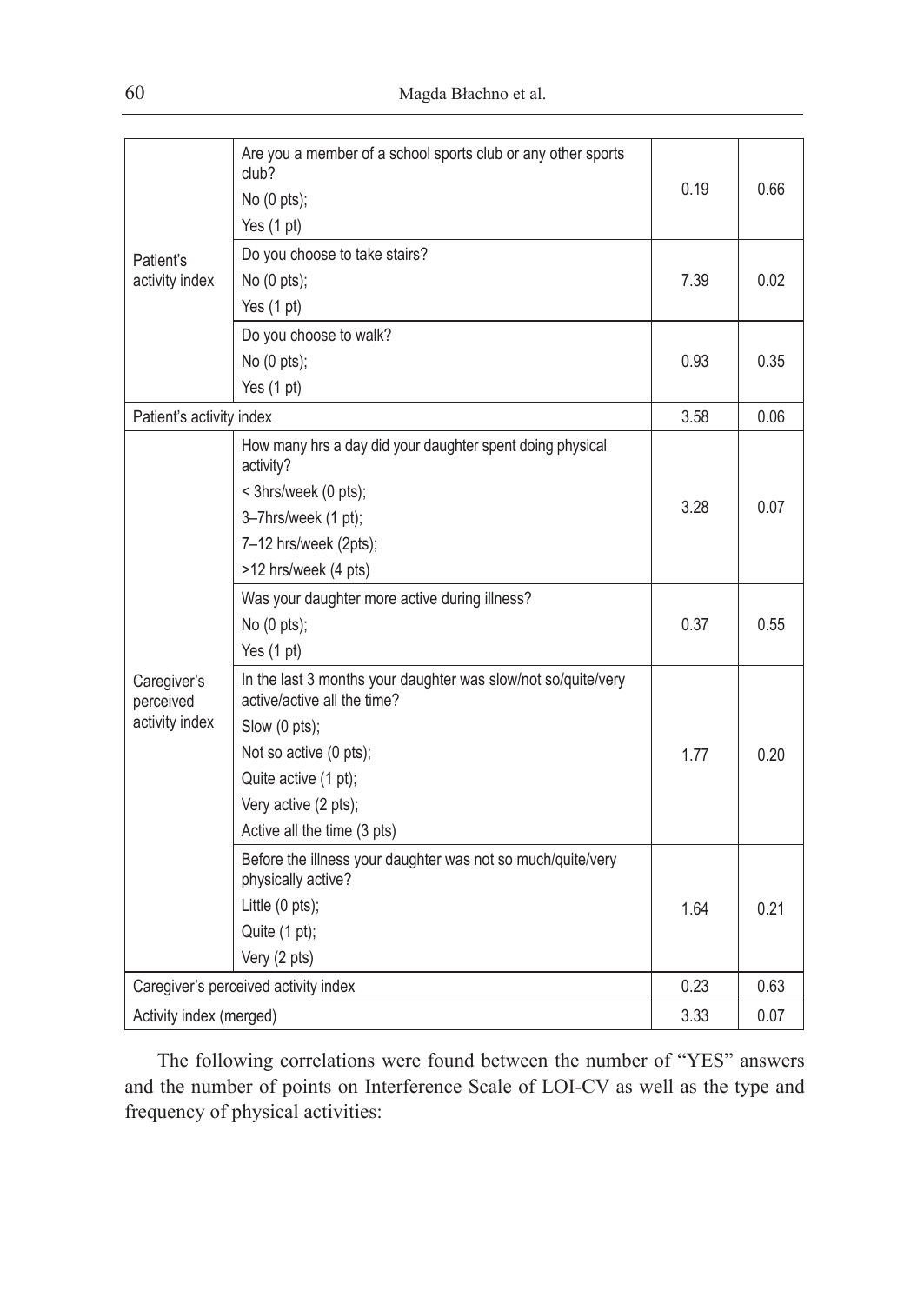| | | | |
|---|---|---|---|
| Patient's activity index | Are you a member of a school sports club or any other sports club?<br>No (0 pts);<br>Yes (1 pt) | 0.19 | 0.66 |
| | Do you choose to take stairs?<br>No (0 pts);<br>Yes (1 pt) | 7.39 | 0.02 |
| | Do you choose to walk?<br>No (0 pts);<br>Yes (1 pt) | 0.93 | 0.35 |
| Patient's activity index | | 3.58 | 0.06 |
| Caregiver's perceived activity index | How many hrs a day did your daughter spent doing physical activity?<br>< 3hrs/week (0 pts);<br>3–7hrs/week (1 pt);<br>7–12 hrs/week (2pts);<br>>12 hrs/week (4 pts) | 3.28 | 0.07 |
| | Was your daughter more active during illness?<br>No (0 pts);<br>Yes (1 pt) | 0.37 | 0.55 |
| | In the last 3 months your daughter was slow/not so/quite/very active/active all the time?<br>Slow (0 pts);<br>Not so active (0 pts);<br>Quite active (1 pt);<br>Very active (2 pts);<br>Active all the time (3 pts) | 1.77 | 0.20 |
| | Before the illness your daughter was not so much/quite/very physically active?<br>Little (0 pts);<br>Quite (1 pt);<br>Very (2 pts) | 1.64 | 0.21 |
| Caregiver's perceived activity index | | 0.23 | 0.63 |
| Activity index (merged) | | 3.33 | 0.07 |

The following correlations were found between the number of "YES" answers and the number of points on Interference Scale of LOI-CV as well as the type and frequency of physical activities: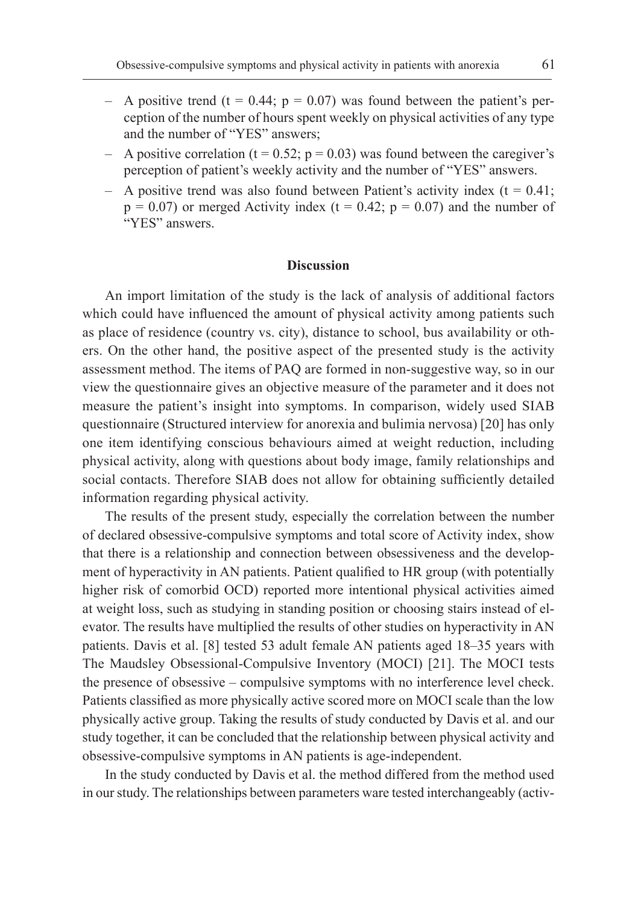- A positive trend ($t = 0.44$; $p = 0.07$) was found between the patient's perception of the number of hours spent weekly on physical activities of any type and the number of "YES" answers;
- A positive correlation ($t = 0.52$; $p = 0.03$) was found between the caregiver's perception of patient's weekly activity and the number of "YES" answers.
- A positive trend was also found between Patient's activity index ($t = 0.41$; $p = 0.07$) or merged Activity index ($t = 0.42$; $p = 0.07$) and the number of "YES" answers.

## Discussion

An import limitation of the study is the lack of analysis of additional factors which could have influenced the amount of physical activity among patients such as place of residence (country vs. city), distance to school, bus availability or others. On the other hand, the positive aspect of the presented study is the activity assessment method. The items of PAQ are formed in non-suggestive way, so in our view the questionnaire gives an objective measure of the parameter and it does not measure the patient's insight into symptoms. In comparison, widely used SIAB questionnaire (Structured interview for anorexia and bulimia nervosa) [20] has only one item identifying conscious behaviours aimed at weight reduction, including physical activity, along with questions about body image, family relationships and social contacts. Therefore SIAB does not allow for obtaining sufficiently detailed information regarding physical activity.

The results of the present study, especially the correlation between the number of declared obsessive-compulsive symptoms and total score of Activity index, show that there is a relationship and connection between obsessiveness and the development of hyperactivity in AN patients. Patient qualified to HR group (with potentially higher risk of comorbid OCD) reported more intentional physical activities aimed at weight loss, such as studying in standing position or choosing stairs instead of elevator. The results have multiplied the results of other studies on hyperactivity in AN patients. Davis et al. [8] tested 53 adult female AN patients aged 18–35 years with The Maudsley Obsessional-Compulsive Inventory (MOCI) [21]. The MOCI tests the presence of obsessive – compulsive symptoms with no interference level check. Patients classified as more physically active scored more on MOCI scale than the low physically active group. Taking the results of study conducted by Davis et al. and our study together, it can be concluded that the relationship between physical activity and obsessive-compulsive symptoms in AN patients is age-independent.

In the study conducted by Davis et al. the method differed from the method used in our study. The relationships between parameters ware tested interchangeably (activ-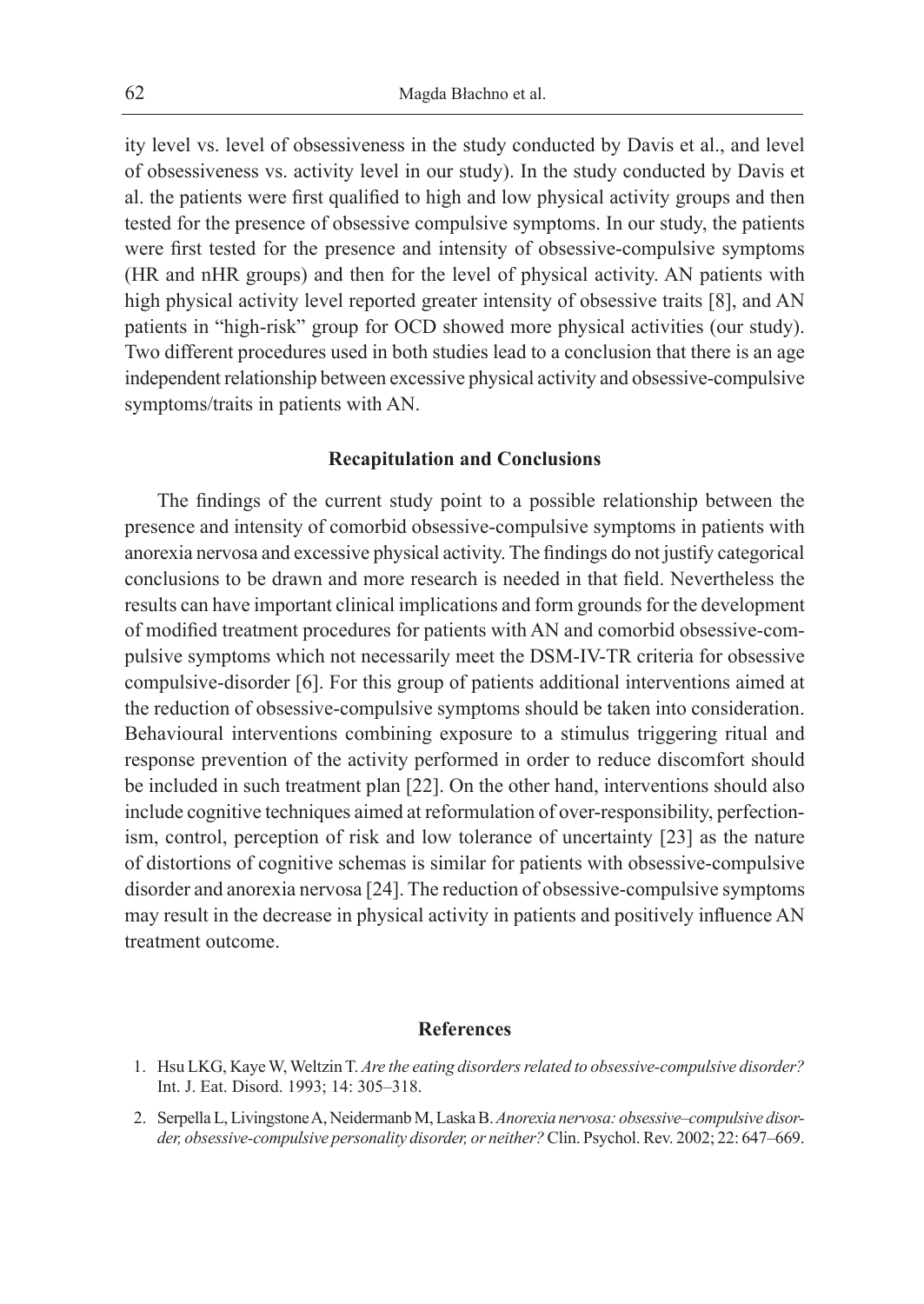ity level vs. level of obsessiveness in the study conducted by Davis et al., and level of obsessiveness vs. activity level in our study). In the study conducted by Davis et al. the patients were first qualified to high and low physical activity groups and then tested for the presence of obsessive compulsive symptoms. In our study, the patients were first tested for the presence and intensity of obsessive-compulsive symptoms (HR and nHR groups) and then for the level of physical activity. AN patients with high physical activity level reported greater intensity of obsessive traits [8], and AN patients in "high-risk" group for OCD showed more physical activities (our study). Two different procedures used in both studies lead to a conclusion that there is an age independent relationship between excessive physical activity and obsessive-compulsive symptoms/traits in patients with AN.

## Recapitulation and Conclusions

The findings of the current study point to a possible relationship between the presence and intensity of comorbid obsessive-compulsive symptoms in patients with anorexia nervosa and excessive physical activity. The findings do not justify categorical conclusions to be drawn and more research is needed in that field. Nevertheless the results can have important clinical implications and form grounds for the development of modified treatment procedures for patients with AN and comorbid obsessive-compulsive symptoms which not necessarily meet the DSM-IV-TR criteria for obsessive compulsive-disorder [6]. For this group of patients additional interventions aimed at the reduction of obsessive-compulsive symptoms should be taken into consideration. Behavioural interventions combining exposure to a stimulus triggering ritual and response prevention of the activity performed in order to reduce discomfort should be included in such treatment plan [22]. On the other hand, interventions should also include cognitive techniques aimed at reformulation of over-responsibility, perfectionism, control, perception of risk and low tolerance of uncertainty [23] as the nature of distortions of cognitive schemas is similar for patients with obsessive-compulsive disorder and anorexia nervosa [24]. The reduction of obsessive-compulsive symptoms may result in the decrease in physical activity in patients and positively influence AN treatment outcome.

## References

1. Hsu LKG, Kaye W, Weltzin T. *Are the eating disorders related to obsessive-compulsive disorder?* Int. J. Eat. Disord. 1993; 14: 305–318.
2. Serpella L, Livingstone A, Neidermanb M, Laska B. *Anorexia nervosa: obsessive–compulsive disorder, obsessive-compulsive personality disorder, or neither?* Clin. Psychol. Rev. 2002; 22: 647–669.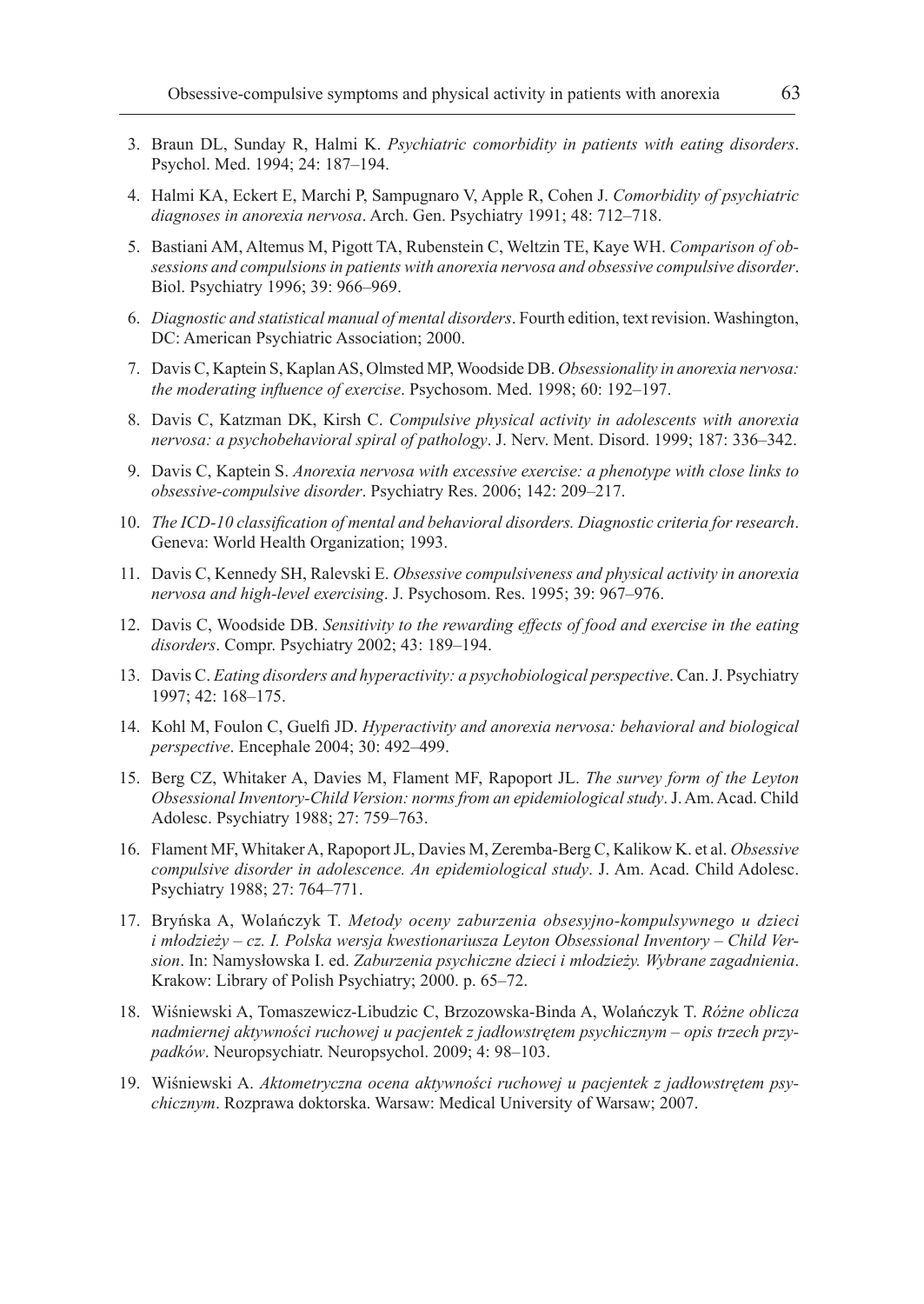3. Braun DL, Sunday R, Halmi K. *Psychiatric comorbidity in patients with eating disorders*. Psychol. Med. 1994; 24: 187–194.
4. Halmi KA, Eckert E, Marchi P, Sampugnaro V, Apple R, Cohen J. *Comorbidity of psychiatric diagnoses in anorexia nervosa*. Arch. Gen. Psychiatry 1991; 48: 712–718.
5. Bastiani AM, Altemus M, Pigott TA, Rubenstein C, Weltzin TE, Kaye WH. *Comparison of obsessions and compulsions in patients with anorexia nervosa and obsessive compulsive disorder*. Biol. Psychiatry 1996; 39: 966–969.
6. *Diagnostic and statistical manual of mental disorders*. Fourth edition, text revision. Washington, DC: American Psychiatric Association; 2000.
7. Davis C, Kaptein S, Kaplan AS, Olmsted MP, Woodside DB. *Obsessionality in anorexia nervosa: the moderating influence of exercise*. Psychosom. Med. 1998; 60: 192–197.
8. Davis C, Katzman DK, Kirsh C. *Compulsive physical activity in adolescents with anorexia nervosa: a psychobehavioral spiral of pathology*. J. Nerv. Ment. Disord. 1999; 187: 336–342.
9. Davis C, Kaptein S. *Anorexia nervosa with excessive exercise: a phenotype with close links to obsessive-compulsive disorder*. Psychiatry Res. 2006; 142: 209–217.
10. *The ICD-10 classification of mental and behavioral disorders. Diagnostic criteria for research*. Geneva: World Health Organization; 1993.
11. Davis C, Kennedy SH, Ralevski E. *Obsessive compulsiveness and physical activity in anorexia nervosa and high-level exercising*. J. Psychosom. Res. 1995; 39: 967–976.
12. Davis C, Woodside DB. *Sensitivity to the rewarding effects of food and exercise in the eating disorders*. Compr. Psychiatry 2002; 43: 189–194.
13. Davis C. *Eating disorders and hyperactivity: a psychobiological perspective*. Can. J. Psychiatry 1997; 42: 168–175.
14. Kohl M, Foulon C, Guelfi JD. *Hyperactivity and anorexia nervosa: behavioral and biological perspective*. Encephale 2004; 30: 492–499.
15. Berg CZ, Whitaker A, Davies M, Flament MF, Rapoport JL. *The survey form of the Leyton Obsessional Inventory-Child Version: norms from an epidemiological study*. J. Am. Acad. Child Adolesc. Psychiatry 1988; 27: 759–763.
16. Flament MF, Whitaker A, Rapoport JL, Davies M, Zeremba-Berg C, Kalikow K. et al. *Obsessive compulsive disorder in adolescence. An epidemiological study*. J. Am. Acad. Child Adolesc. Psychiatry 1988; 27: 764–771.
17. Bryńska A, Wolańczyk T. *Metody oceny zaburzenia obsesyjno-kompulsywnego u dzieci i młodzieży – cz. I. Polska wersja kwestionariusza Leyton Obsessional Inventory – Child Version*. In: Namysłowska I. ed. *Zaburzenia psychiczne dzieci i młodzieży. Wybrane zagadnienia*. Krakow: Library of Polish Psychiatry; 2000. p. 65–72.
18. Wiśniewski A, Tomaszewicz-Libudzic C, Brzozowska-Binda A, Wolańczyk T. *Różne oblicza nadmiernej aktywności ruchowej u pacjentek z jadłowstrętem psychicznym – opis trzech przypadków*. Neuropsychiatr. Neuropsychol. 2009; 4: 98–103.
19. Wiśniewski A. *Aktometryczna ocena aktywności ruchowej u pacjentek z jadłowstrętem psychicznym*. Rozprawa doktorska. Warsaw: Medical University of Warsaw; 2007.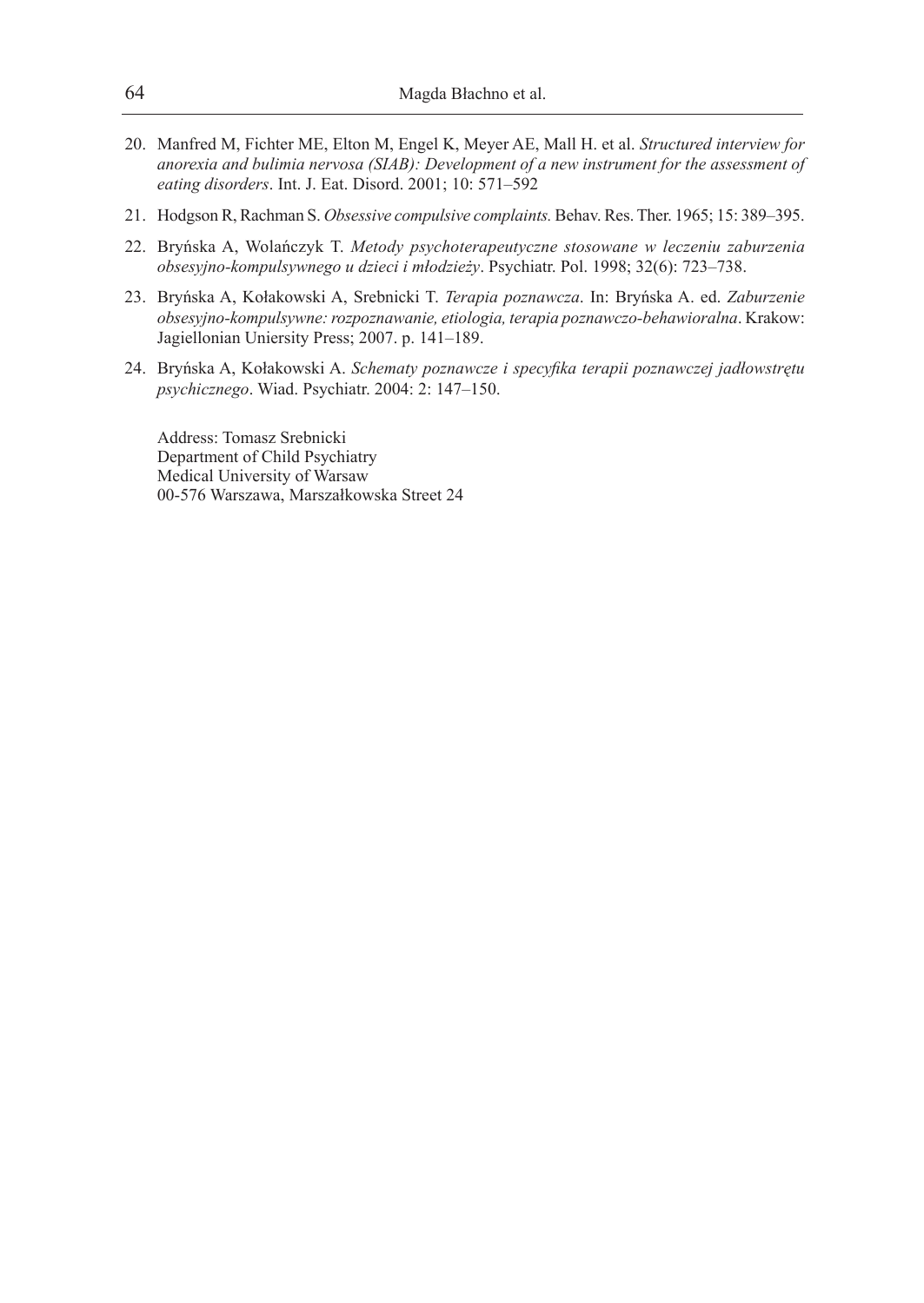20. Manfred M, Fichter ME, Elton M, Engel K, Meyer AE, Mall H. et al. *Structured interview for anorexia and bulimia nervosa (SIAB): Development of a new instrument for the assessment of eating disorders*. Int. J. Eat. Disord. 2001; 10: 571–592

21. Hodgson R, Rachman S. *Obsessive compulsive complaints.* Behav. Res. Ther. 1965; 15: 389–395.

22. Bryńska A, Wolańczyk T. *Metody psychoterapeutyczne stosowane w leczeniu zaburzenia obsesyjno-kompulsywnego u dzieci i młodzieży*. Psychiatr. Pol. 1998; 32(6): 723–738.

23. Bryńska A, Kołakowski A, Srebnicki T. *Terapia poznawcza*. In: Bryńska A. ed. *Zaburzenie obsesyjno-kompulsywne: rozpoznawanie, etiologia, terapia poznawczo-behawioralna*. Krakow: Jagiellonian Uniersity Press; 2007. p. 141–189.

24. Bryńska A, Kołakowski A. *Schematy poznawcze i specyfika terapii poznawczej jadłowstrętu psychicznego*. Wiad. Psychiatr. 2004: 2: 147–150.

Address: Tomasz Srebnicki
Department of Child Psychiatry
Medical University of Warsaw
00-576 Warszawa, Marszałkowska Street 24